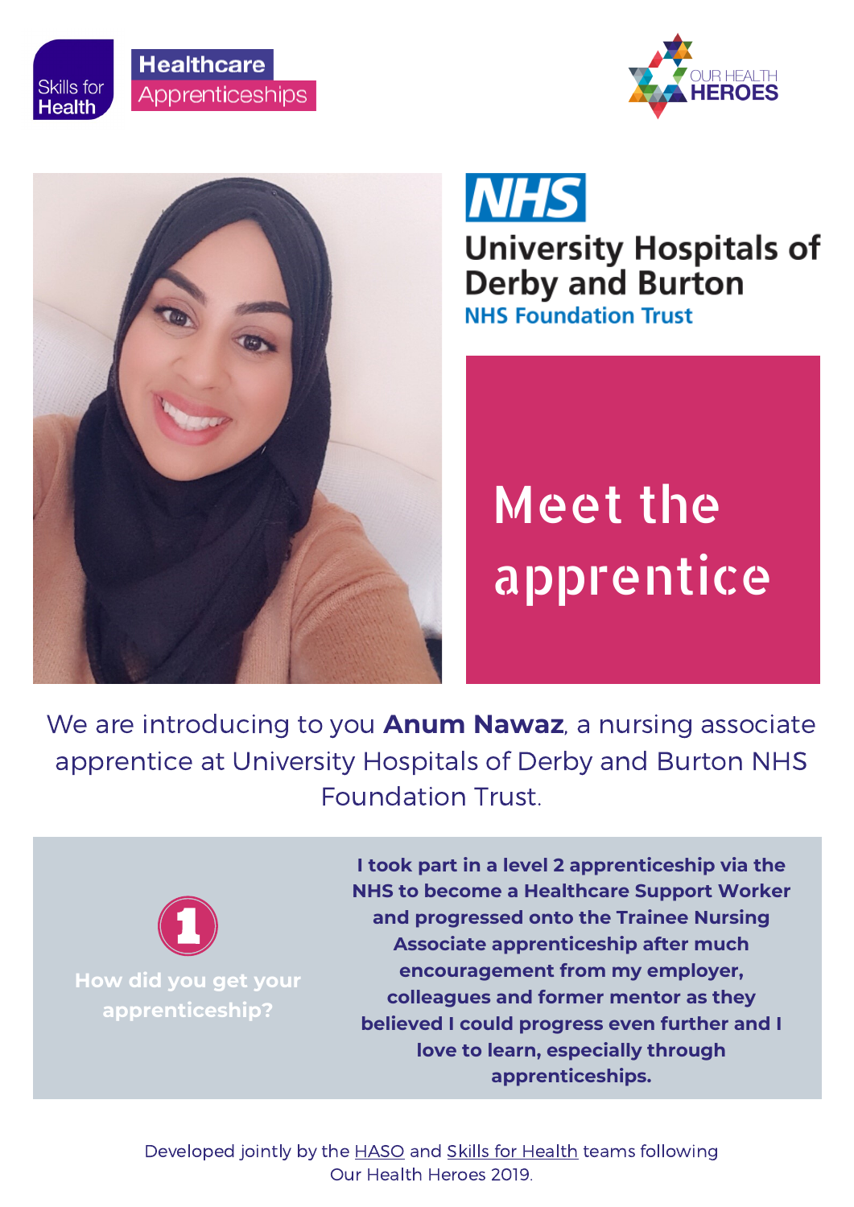Skills for Health

Healthcare Apprenticeships

OUR HEALTH HEROES

NHS
University Hospitals of Derby and Burton
NHS Foundation Trust

# Meet the apprentice

We are introducing to you **Anum Nawaz**, a nursing associate apprentice at University Hospitals of Derby and Burton NHS Foundation Trust.

**1**

**How did you get your apprenticeship?**

**I took part in a level 2 apprenticeship via the NHS to become a Healthcare Support Worker and progressed onto the Trainee Nursing Associate apprenticeship after much encouragement from my employer, colleagues and former mentor as they believed I could progress even further and I love to learn, especially through apprenticeships.**

Developed jointly by the HASO and Skills for Health teams following Our Health Heroes 2019.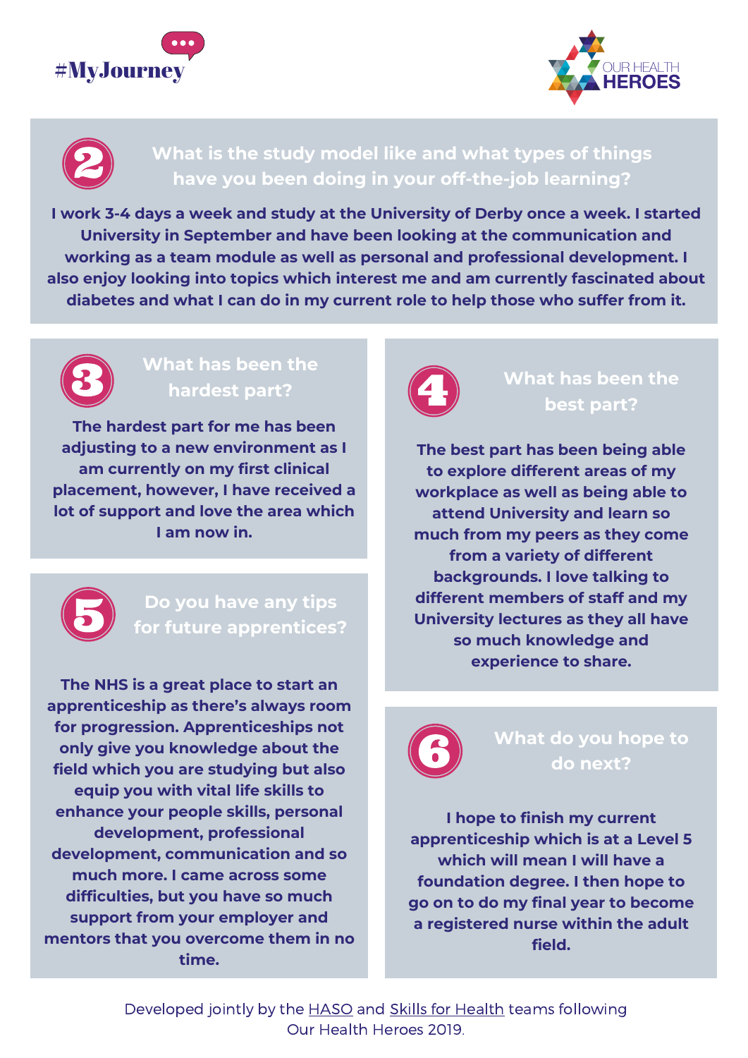#MyJourney

OUR HEALTH HEROES

## 2 What is the study model like and what types of things have you been doing in your off-the-job learning?

**I work 3-4 days a week and study at the University of Derby once a week. I started University in September and have been looking at the communication and working as a team module as well as personal and professional development. I also enjoy looking into topics which interest me and am currently fascinated about diabetes and what I can do in my current role to help those who suffer from it.**

## 3 What has been the hardest part?

**The hardest part for me has been adjusting to a new environment as I am currently on my first clinical placement, however, I have received a lot of support and love the area which I am now in.**

## 4 What has been the best part?

**The best part has been being able to explore different areas of my workplace as well as being able to attend University and learn so much from my peers as they come from a variety of different backgrounds. I love talking to different members of staff and my University lectures as they all have so much knowledge and experience to share.**

## 5 Do you have any tips for future apprentices?

**The NHS is a great place to start an apprenticeship as there's always room for progression. Apprenticeships not only give you knowledge about the field which you are studying but also equip you with vital life skills to enhance your people skills, personal development, professional development, communication and so much more. I came across some difficulties, but you have so much support from your employer and mentors that you overcome them in no time.**

## 6 What do you hope to do next?

**I hope to finish my current apprenticeship which is at a Level 5 which will mean I will have a foundation degree. I then hope to go on to do my final year to become a registered nurse within the adult field.**

Developed jointly by the HASO and Skills for Health teams following Our Health Heroes 2019.